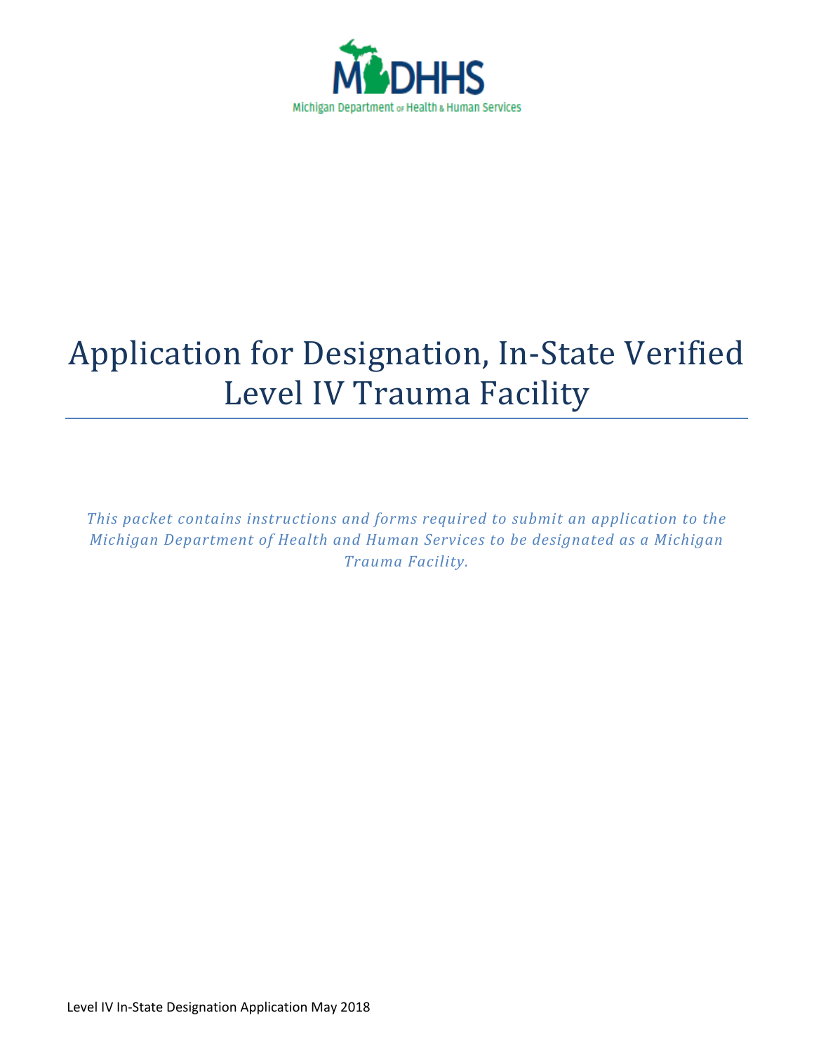MDHHS

Michigan Department of Health & Human Services

# Application for Designation, In-State Verified Level IV Trauma Facility

*This packet contains instructions and forms required to submit an application to the Michigan Department of Health and Human Services to be designated as a Michigan Trauma Facility.*

Level IV In-State Designation Application May 2018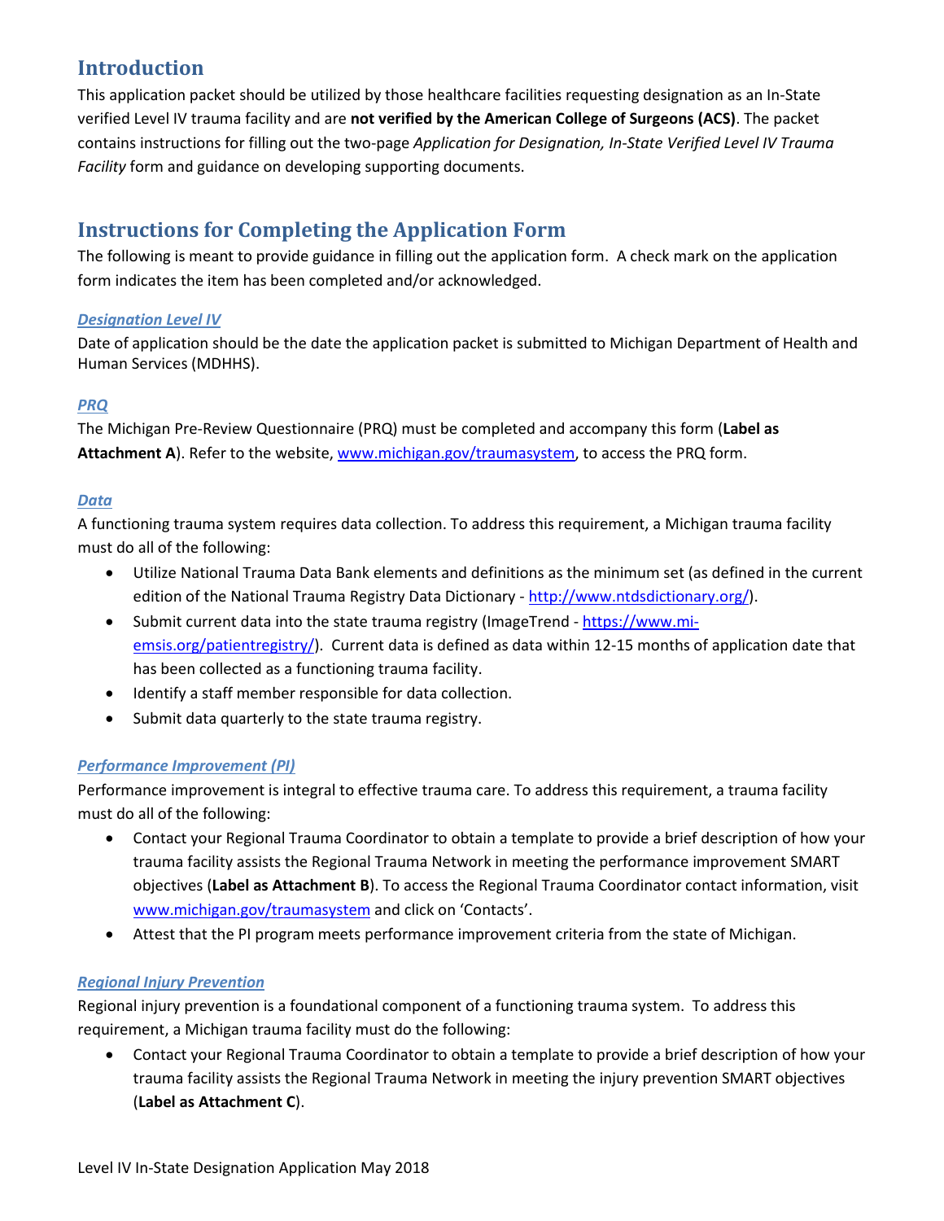## Introduction

This application packet should be utilized by those healthcare facilities requesting designation as an In-State verified Level IV trauma facility and are **not verified by the American College of Surgeons (ACS)**. The packet contains instructions for filling out the two-page *Application for Designation, In-State Verified Level IV Trauma Facility* form and guidance on developing supporting documents.

## Instructions for Completing the Application Form

The following is meant to provide guidance in filling out the application form. A check mark on the application form indicates the item has been completed and/or acknowledged.

### *Designation Level IV*

Date of application should be the date the application packet is submitted to Michigan Department of Health and Human Services (MDHHS).

### *PRQ*

The Michigan Pre-Review Questionnaire (PRQ) must be completed and accompany this form (**Label as Attachment A**). Refer to the website, www.michigan.gov/traumasystem, to access the PRQ form.

### *Data*

A functioning trauma system requires data collection. To address this requirement, a Michigan trauma facility must do all of the following:

- Utilize National Trauma Data Bank elements and definitions as the minimum set (as defined in the current edition of the National Trauma Registry Data Dictionary - http://www.ntdsdictionary.org/).
- Submit current data into the state trauma registry (ImageTrend - https://www.mi-emsis.org/patientregistry/). Current data is defined as data within 12-15 months of application date that has been collected as a functioning trauma facility.
- Identify a staff member responsible for data collection.
- Submit data quarterly to the state trauma registry.

### *Performance Improvement (PI)*

Performance improvement is integral to effective trauma care. To address this requirement, a trauma facility must do all of the following:

- Contact your Regional Trauma Coordinator to obtain a template to provide a brief description of how your trauma facility assists the Regional Trauma Network in meeting the performance improvement SMART objectives (**Label as Attachment B**). To access the Regional Trauma Coordinator contact information, visit www.michigan.gov/traumasystem and click on 'Contacts'.
- Attest that the PI program meets performance improvement criteria from the state of Michigan.

### *Regional Injury Prevention*

Regional injury prevention is a foundational component of a functioning trauma system. To address this requirement, a Michigan trauma facility must do the following:

- Contact your Regional Trauma Coordinator to obtain a template to provide a brief description of how your trauma facility assists the Regional Trauma Network in meeting the injury prevention SMART objectives (**Label as Attachment C**).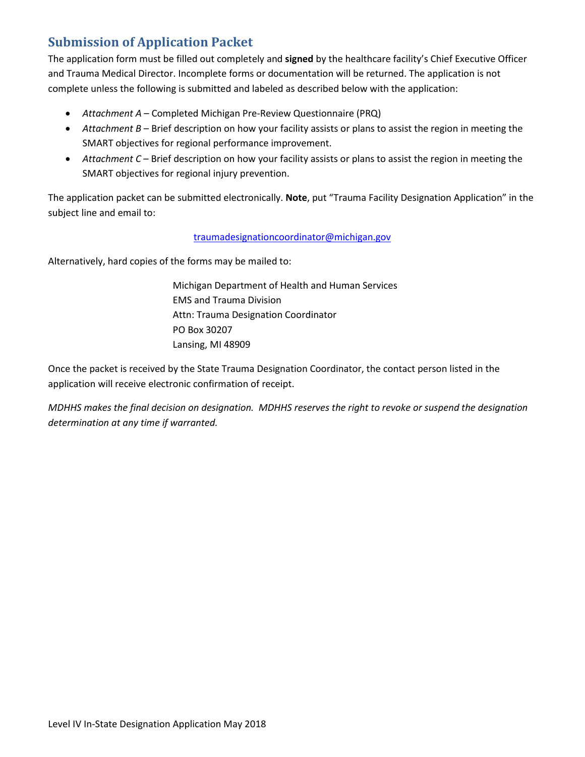## Submission of Application Packet

The application form must be filled out completely and **signed** by the healthcare facility's Chief Executive Officer and Trauma Medical Director. Incomplete forms or documentation will be returned. The application is not complete unless the following is submitted and labeled as described below with the application:

- *Attachment A* – Completed Michigan Pre-Review Questionnaire (PRQ)
- *Attachment B* – Brief description on how your facility assists or plans to assist the region in meeting the SMART objectives for regional performance improvement.
- *Attachment C* – Brief description on how your facility assists or plans to assist the region in meeting the SMART objectives for regional injury prevention.

The application packet can be submitted electronically. **Note**, put "Trauma Facility Designation Application" in the subject line and email to:

traumadesignationcoordinator@michigan.gov

Alternatively, hard copies of the forms may be mailed to:

Michigan Department of Health and Human Services
EMS and Trauma Division
Attn: Trauma Designation Coordinator
PO Box 30207
Lansing, MI 48909

Once the packet is received by the State Trauma Designation Coordinator, the contact person listed in the application will receive electronic confirmation of receipt.

*MDHHS makes the final decision on designation. MDHHS reserves the right to revoke or suspend the designation determination at any time if warranted.*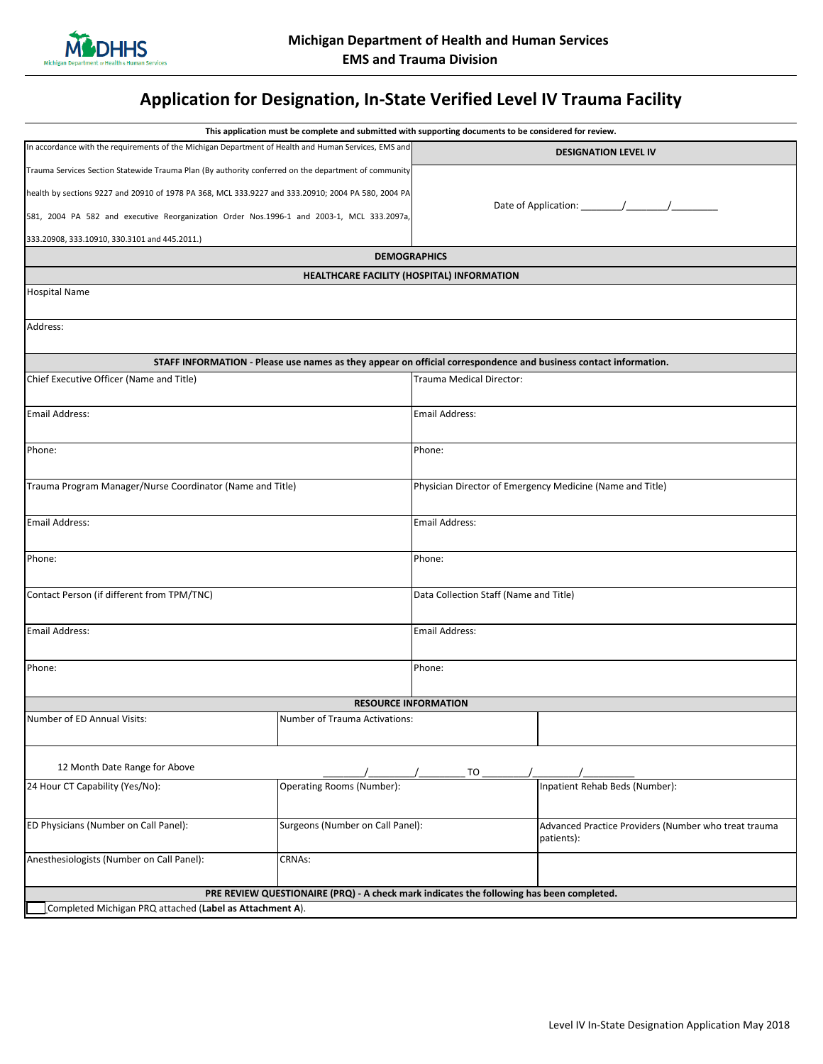Michigan Department of Health and Human Services
EMS and Trauma Division

# Application for Designation, In-State Verified Level IV Trauma Facility

**This application must be complete and submitted with supporting documents to be considered for review.**

| In accordance with the requirements of the Michigan Department of Health and Human Services, EMS and Trauma Services Section Statewide Trauma Plan (By authority conferred on the department of community health by sections 9227 and 20910 of 1978 PA 368, MCL 333.9227 and 333.20910; 2004 PA 580, 2004 PA 581, 2004 PA 582 and executive Reorganization Order Nos.1996-1 and 2003-1, MCL 333.2097a, 333.20908, 333.10910, 330.3101 and 445.2011.) | **DESIGNATION LEVEL IV**<br><br>Date of Application: ________/________/_________ |
|---|---|

**DEMOGRAPHICS**

**HEALTHCARE FACILITY (HOSPITAL) INFORMATION**

| |
|---|
| Hospital Name |
| Address: |

**STAFF INFORMATION - Please use names as they appear on official correspondence and business contact information.**

| | |
|---|---|
| Chief Executive Officer (Name and Title) | Trauma Medical Director: |
| Email Address: | Email Address: |
| Phone: | Phone: |
| Trauma Program Manager/Nurse Coordinator (Name and Title) | Physician Director of Emergency Medicine (Name and Title) |
| Email Address: | Email Address: |
| Phone: | Phone: |
| Contact Person (if different from TPM/TNC) | Data Collection Staff (Name and Title) |
| Email Address: | Email Address: |
| Phone: | Phone: |

**RESOURCE INFORMATION**

| | | |
|---|---|---|
| Number of ED Annual Visits: | Number of Trauma Activations: | |
| 12 Month Date Range for Above | ________/________/________ TO ________/________/__________ | |
| 24 Hour CT Capability (Yes/No): | Operating Rooms (Number): | Inpatient Rehab Beds (Number): |
| ED Physicians (Number on Call Panel): | Surgeons (Number on Call Panel): | Advanced Practice Providers (Number who treat trauma patients): |
| Anesthesiologists (Number on Call Panel): | CRNAs: | |

**PRE REVIEW QUESTIONAIRE (PRQ) - A check mark indicates the following has been completed.**

☐ Completed Michigan PRQ attached (**Label as Attachment A**).

Level IV In-State Designation Application May 2018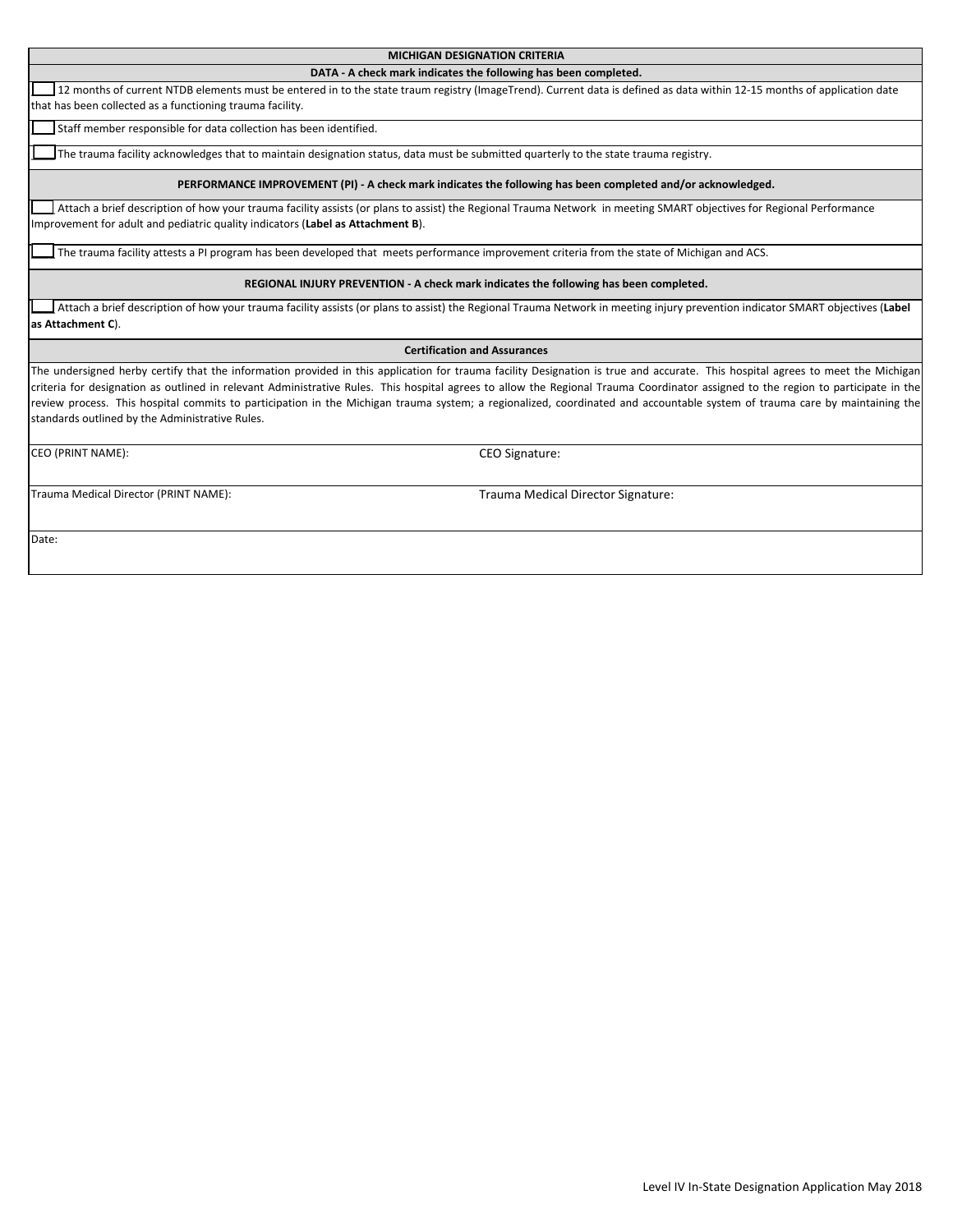**MICHIGAN DESIGNATION CRITERIA**

**DATA - A check mark indicates the following has been completed.**

☐ 12 months of current NTDB elements must be entered in to the state traum registry (ImageTrend). Current data is defined as data within 12-15 months of application date that has been collected as a functioning trauma facility.

☐ Staff member responsible for data collection has been identified.

☐ The trauma facility acknowledges that to maintain designation status, data must be submitted quarterly to the state trauma registry.

**PERFORMANCE IMPROVEMENT (PI) - A check mark indicates the following has been completed and/or acknowledged.**

☐ Attach a brief description of how your trauma facility assists (or plans to assist) the Regional Trauma Network in meeting SMART objectives for Regional Performance Improvement for adult and pediatric quality indicators (**Label as Attachment B**).

☐ The trauma facility attests a PI program has been developed that meets performance improvement criteria from the state of Michigan and ACS.

**REGIONAL INJURY PREVENTION - A check mark indicates the following has been completed.**

☐ Attach a brief description of how your trauma facility assists (or plans to assist) the Regional Trauma Network in meeting injury prevention indicator SMART objectives (**Label as Attachment C**).

**Certification and Assurances**

The undersigned herby certify that the information provided in this application for trauma facility Designation is true and accurate. This hospital agrees to meet the Michigan criteria for designation as outlined in relevant Administrative Rules. This hospital agrees to allow the Regional Trauma Coordinator assigned to the region to participate in the review process. This hospital commits to participation in the Michigan trauma system; a regionalized, coordinated and accountable system of trauma care by maintaining the standards outlined by the Administrative Rules.

| | |
|---|---|
| CEO (PRINT NAME): | CEO Signature: |
| Trauma Medical Director (PRINT NAME): | Trauma Medical Director Signature: |
| Date: | |

Level IV In-State Designation Application May 2018